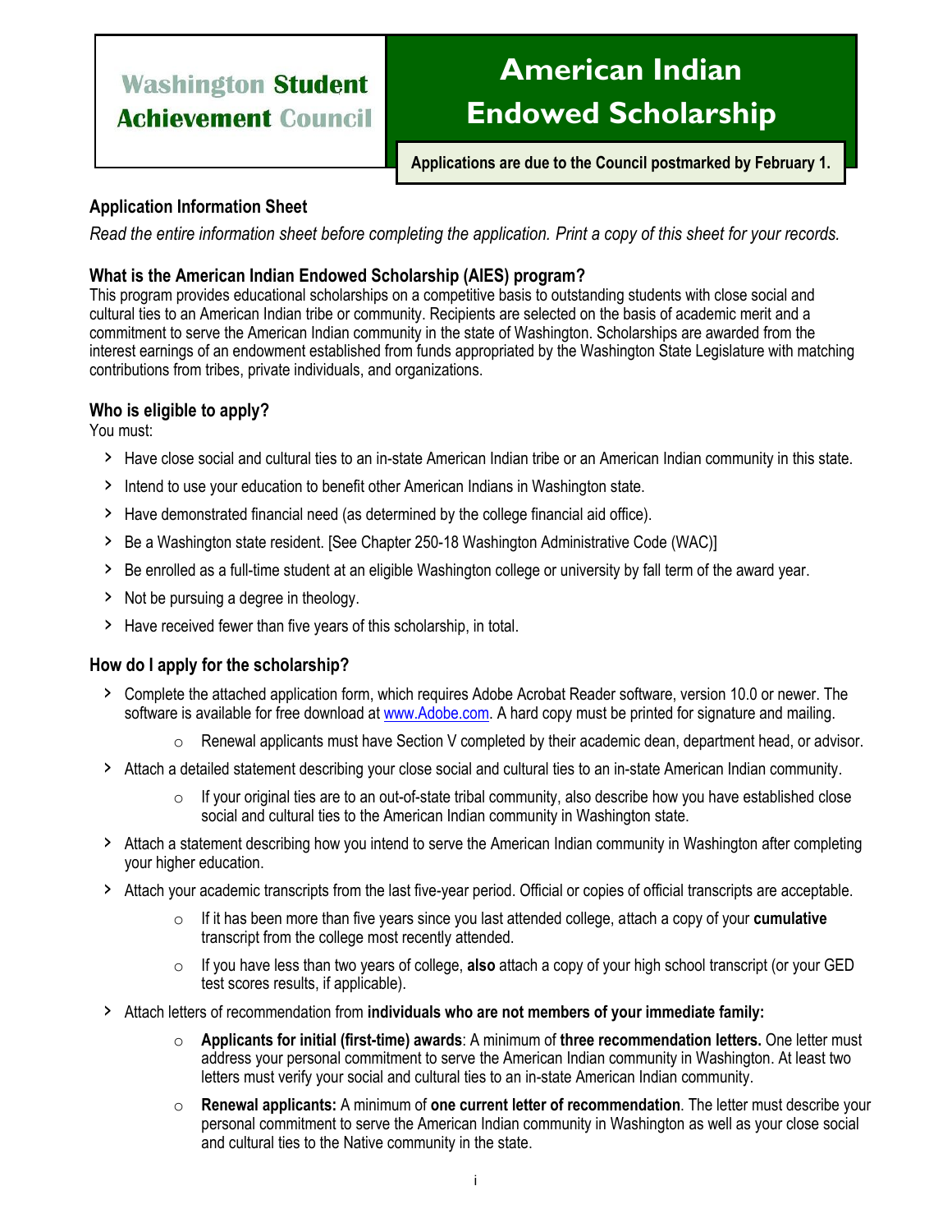**Washington Student Achievement Council**

# American Indian Endowed Scholarship

**Applications are due to the Council postmarked by February 1.**

### Application Information Sheet

*Read the entire information sheet before completing the application. Print a copy of this sheet for your records.*

### What is the American Indian Endowed Scholarship (AIES) program?

This program provides educational scholarships on a competitive basis to outstanding students with close social and cultural ties to an American Indian tribe or community. Recipients are selected on the basis of academic merit and a commitment to serve the American Indian community in the state of Washington. Scholarships are awarded from the interest earnings of an endowment established from funds appropriated by the Washington State Legislature with matching contributions from tribes, private individuals, and organizations.

### Who is eligible to apply?

You must:

- Have close social and cultural ties to an in-state American Indian tribe or an American Indian community in this state.
- Intend to use your education to benefit other American Indians in Washington state.
- Have demonstrated financial need (as determined by the college financial aid office).
- Be a Washington state resident. [See Chapter 250-18 Washington Administrative Code (WAC)]
- Be enrolled as a full-time student at an eligible Washington college or university by fall term of the award year.
- Not be pursuing a degree in theology.
- Have received fewer than five years of this scholarship, in total.

### How do I apply for the scholarship?

- Complete the attached application form, which requires Adobe Acrobat Reader software, version 10.0 or newer. The software is available for free download at www.Adobe.com. A hard copy must be printed for signature and mailing.
  - Renewal applicants must have Section V completed by their academic dean, department head, or advisor.
- Attach a detailed statement describing your close social and cultural ties to an in-state American Indian community.
  - If your original ties are to an out-of-state tribal community, also describe how you have established close social and cultural ties to the American Indian community in Washington state.
- Attach a statement describing how you intend to serve the American Indian community in Washington after completing your higher education.
- Attach your academic transcripts from the last five-year period. Official or copies of official transcripts are acceptable.
  - If it has been more than five years since you last attended college, attach a copy of your **cumulative** transcript from the college most recently attended.
  - If you have less than two years of college, **also** attach a copy of your high school transcript (or your GED test scores results, if applicable).
- Attach letters of recommendation from **individuals who are not members of your immediate family:**
  - **Applicants for initial (first-time) awards**: A minimum of **three recommendation letters.** One letter must address your personal commitment to serve the American Indian community in Washington. At least two letters must verify your social and cultural ties to an in-state American Indian community.
  - **Renewal applicants:** A minimum of **one current letter of recommendation**. The letter must describe your personal commitment to serve the American Indian community in Washington as well as your close social and cultural ties to the Native community in the state.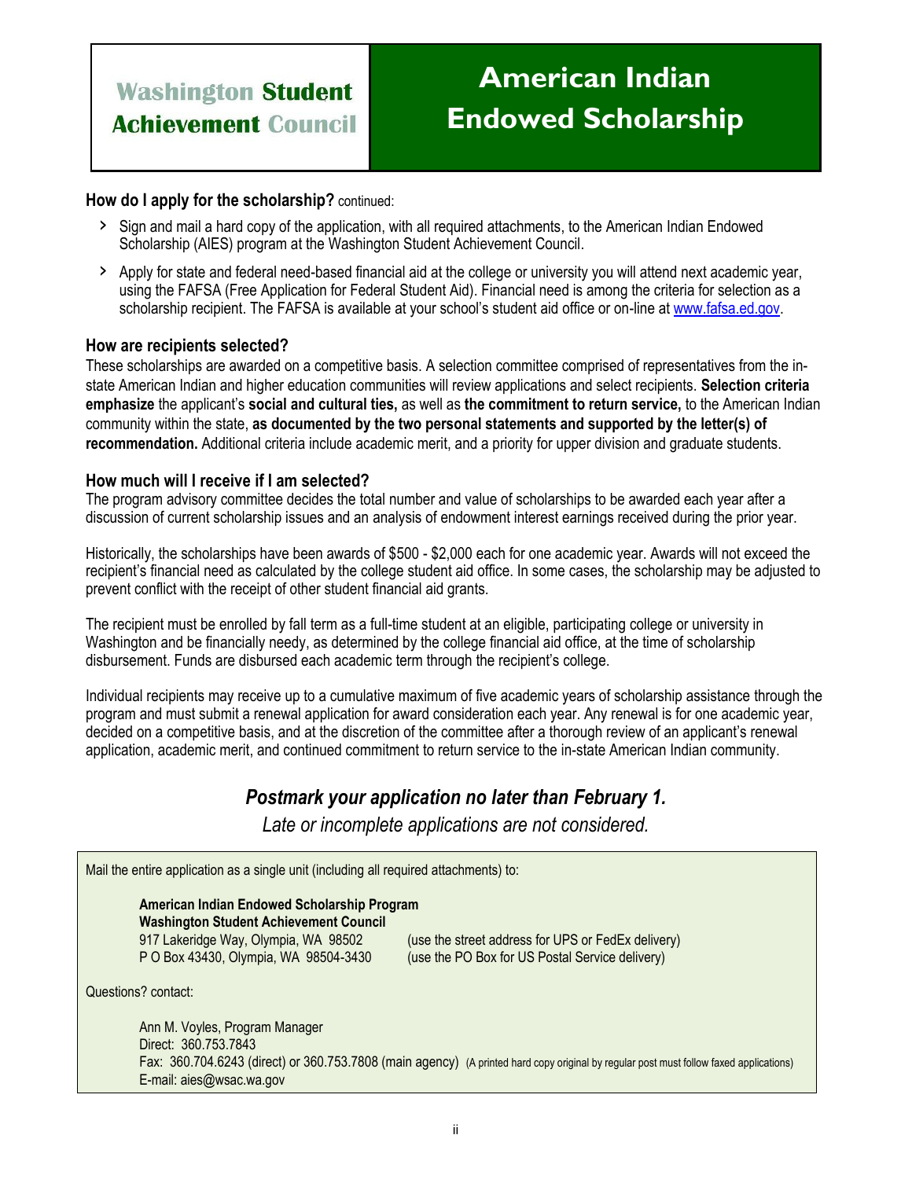# Washington Student Achievement Council

# American Indian Endowed Scholarship

### How do I apply for the scholarship? continued:

- Sign and mail a hard copy of the application, with all required attachments, to the American Indian Endowed Scholarship (AIES) program at the Washington Student Achievement Council.
- Apply for state and federal need-based financial aid at the college or university you will attend next academic year, using the FAFSA (Free Application for Federal Student Aid). Financial need is among the criteria for selection as a scholarship recipient. The FAFSA is available at your school's student aid office or on-line at www.fafsa.ed.gov.

### How are recipients selected?

These scholarships are awarded on a competitive basis. A selection committee comprised of representatives from the in-state American Indian and higher education communities will review applications and select recipients. **Selection criteria emphasize** the applicant's **social and cultural ties,** as well as **the commitment to return service,** to the American Indian community within the state, **as documented by the two personal statements and supported by the letter(s) of recommendation.** Additional criteria include academic merit, and a priority for upper division and graduate students.

### How much will I receive if I am selected?

The program advisory committee decides the total number and value of scholarships to be awarded each year after a discussion of current scholarship issues and an analysis of endowment interest earnings received during the prior year.

Historically, the scholarships have been awards of $500 - $2,000 each for one academic year. Awards will not exceed the recipient's financial need as calculated by the college student aid office. In some cases, the scholarship may be adjusted to prevent conflict with the receipt of other student financial aid grants.

The recipient must be enrolled by fall term as a full-time student at an eligible, participating college or university in Washington and be financially needy, as determined by the college financial aid office, at the time of scholarship disbursement. Funds are disbursed each academic term through the recipient's college.

Individual recipients may receive up to a cumulative maximum of five academic years of scholarship assistance through the program and must submit a renewal application for award consideration each year. Any renewal is for one academic year, decided on a competitive basis, and at the discretion of the committee after a thorough review of an applicant's renewal application, academic merit, and continued commitment to return service to the in-state American Indian community.

***Postmark your application no later than February 1.***

*Late or incomplete applications are not considered.*

Mail the entire application as a single unit (including all required attachments) to:

**American Indian Endowed Scholarship Program**
**Washington Student Achievement Council**
917 Lakeridge Way, Olympia, WA 98502 (use the street address for UPS or FedEx delivery)
P O Box 43430, Olympia, WA 98504-3430 (use the PO Box for US Postal Service delivery)

Questions? contact:

Ann M. Voyles, Program Manager
Direct: 360.753.7843
Fax: 360.704.6243 (direct) or 360.753.7808 (main agency) (A printed hard copy original by regular post must follow faxed applications)
E-mail: aies@wsac.wa.gov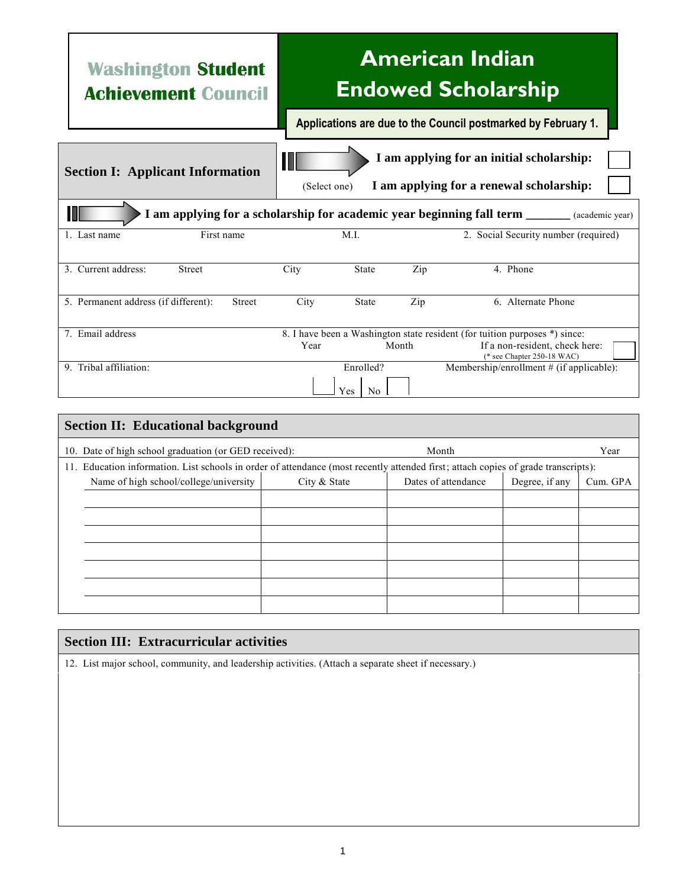**Washington Student Achievement Council**

# American Indian Endowed Scholarship

**Applications are due to the Council postmarked by February 1.**

## Section I: Applicant Information

(Select one)

**I am applying for an initial scholarship:** ☐

**I am applying for a renewal scholarship:** ☐

**I am applying for a scholarship for academic year beginning fall term _______** (academic year)

| 1. Last name | First name | M.I. | 2. Social Security number (required) |
|---|---|---|---|
| | | | |

| 3. Current address: Street | City | State | Zip | 4. Phone |
|---|---|---|---|---|
| | | | | |

| 5. Permanent address (if different): Street | City | State | Zip | 6. Alternate Phone |
|---|---|---|---|---|
| | | | | |

7. Email address

8. I have been a Washington state resident (for tuition purposes *) since: Year Month If a non-resident, check here: ☐
(* see Chapter 250-18 WAC)

9. Tribal affiliation:

Enrolled? ☐ Yes ☐ No

Membership/enrollment # (if applicable):

## Section II: Educational background

10. Date of high school graduation (or GED received): Month Year

11. Education information. List schools in order of attendance (most recently attended first; attach copies of grade transcripts):

| Name of high school/college/university | City & State | Dates of attendance | Degree, if any | Cum. GPA |
|---|---|---|---|---|
| | | | | |
| | | | | |
| | | | | |
| | | | | |
| | | | | |
| | | | | |
| | | | | |

## Section III: Extracurricular activities

12. List major school, community, and leadership activities. (Attach a separate sheet if necessary.)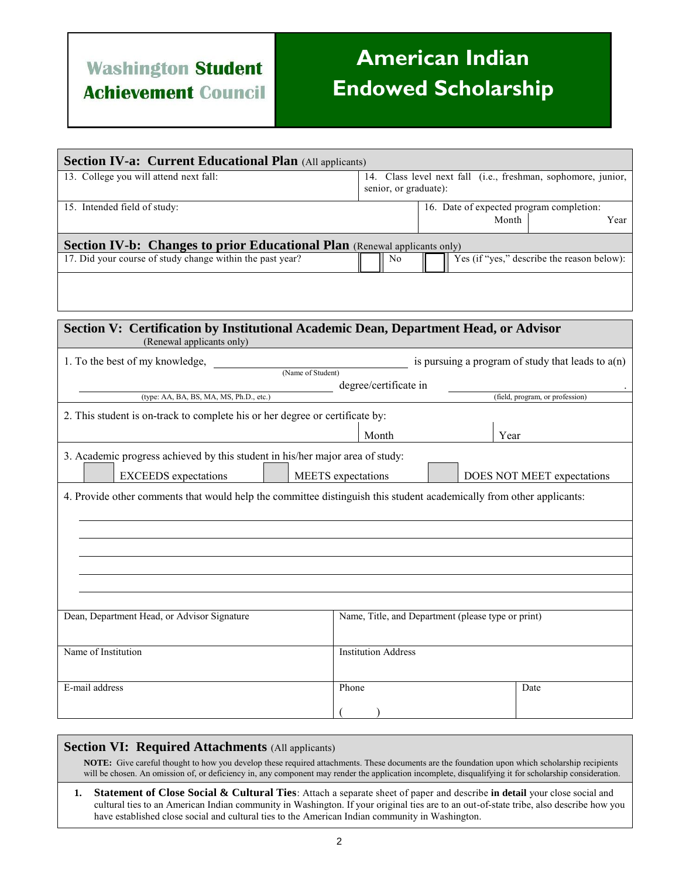**Washington Student Achievement Council**

# American Indian Endowed Scholarship

## Section IV-a: Current Educational Plan (All applicants)

| 13. College you will attend next fall: | 14. Class level next fall (i.e., freshman, sophomore, junior, senior, or graduate): | |
|---|---|---|
| 15. Intended field of study: | 16. Date of expected program completion: Month | Year |

## Section IV-b: Changes to prior Educational Plan (Renewal applicants only)

17. Did your course of study change within the past year? ☐ No ☐ Yes (if "yes," describe the reason below):

## Section V: Certification by Institutional Academic Dean, Department Head, or Advisor (Renewal applicants only)

1. To the best of my knowledge, ______________________ (Name of Student) is pursuing a program of study that leads to a(n) ______________________ (type: AA, BA, BS, MA, MS, Ph.D., etc.) degree/certificate in ______________________ (field, program, or profession).

2. This student is on-track to complete his or her degree or certificate by: Month ______ Year ______

3. Academic progress achieved by this student in his/her major area of study:

☐ EXCEEDS expectations ☐ MEETS expectations ☐ DOES NOT MEET expectations

4. Provide other comments that would help the committee distinguish this student academically from other applicants:

______________________________________________________________________

______________________________________________________________________

______________________________________________________________________

______________________________________________________________________

______________________________________________________________________

| Dean, Department Head, or Advisor Signature | Name, Title, and Department (please type or print) | |
|---|---|---|
| Name of Institution | Institution Address | |
| E-mail address | Phone ( ) | Date |

## Section VI: Required Attachments (All applicants)

**NOTE:** Give careful thought to how you develop these required attachments. These documents are the foundation upon which scholarship recipients will be chosen. An omission of, or deficiency in, any component may render the application incomplete, disqualifying it for scholarship consideration.

1. **Statement of Close Social & Cultural Ties**: Attach a separate sheet of paper and describe **in detail** your close social and cultural ties to an American Indian community in Washington. If your original ties are to an out-of-state tribe, also describe how you have established close social and cultural ties to the American Indian community in Washington.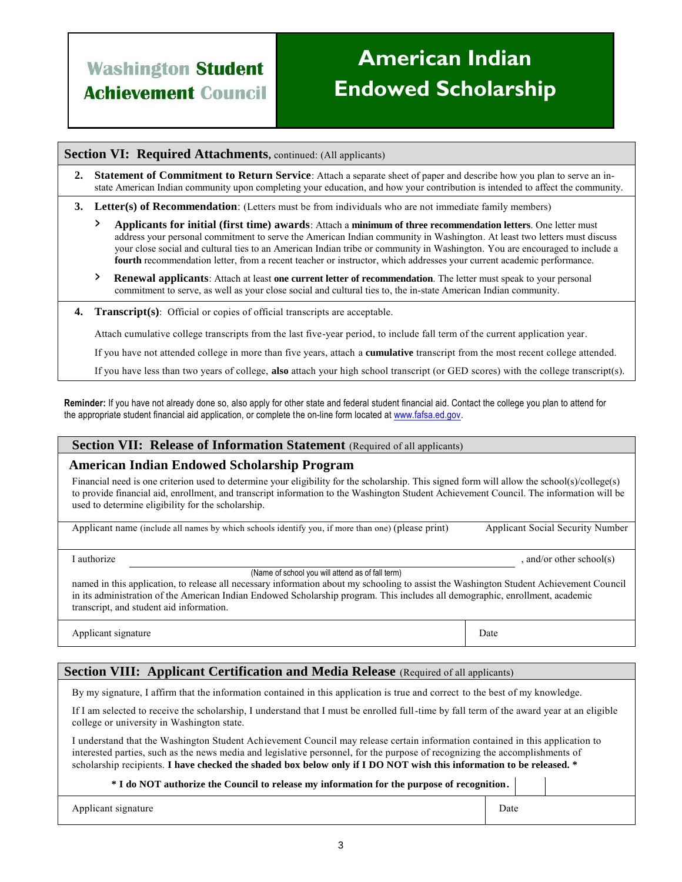**Washington Student Achievement Council**

# American Indian Endowed Scholarship

## Section VI: Required Attachments, continued: (All applicants)

2. **Statement of Commitment to Return Service**: Attach a separate sheet of paper and describe how you plan to serve an in-state American Indian community upon completing your education, and how your contribution is intended to affect the community.

3. **Letter(s) of Recommendation**: (Letters must be from individuals who are not immediate family members)

   - **Applicants for initial (first time) awards**: Attach a **minimum of three recommendation letters**. One letter must address your personal commitment to serve the American Indian community in Washington. At least two letters must discuss your close social and cultural ties to an American Indian tribe or community in Washington. You are encouraged to include a **fourth** recommendation letter, from a recent teacher or instructor, which addresses your current academic performance.
   - **Renewal applicants**: Attach at least **one current letter of recommendation**. The letter must speak to your personal commitment to serve, as well as your close social and cultural ties to, the in-state American Indian community.

4. **Transcript(s)**: Official or copies of official transcripts are acceptable.

   Attach cumulative college transcripts from the last five-year period, to include fall term of the current application year.

   If you have not attended college in more than five years, attach a **cumulative** transcript from the most recent college attended.

   If you have less than two years of college, **also** attach your high school transcript (or GED scores) with the college transcript(s).

**Reminder:** If you have not already done so, also apply for other state and federal student financial aid. Contact the college you plan to attend for the appropriate student financial aid application, or complete the on-line form located at www.fafsa.ed.gov.

## Section VII: Release of Information Statement (Required of all applicants)

### American Indian Endowed Scholarship Program

Financial need is one criterion used to determine your eligibility for the scholarship. This signed form will allow the school(s)/college(s) to provide financial aid, enrollment, and transcript information to the Washington Student Achievement Council. The information will be used to determine eligibility for the scholarship.

| Applicant name (include all names by which schools identify you, if more than one) (please print) | Applicant Social Security Number |
|---|---|
| | |

I authorize ______________________________ (Name of school you will attend as of fall term), and/or other school(s) named in this application, to release all necessary information about my schooling to assist the Washington Student Achievement Council in its administration of the American Indian Endowed Scholarship program. This includes all demographic, enrollment, academic transcript, and student aid information.

| Applicant signature | Date |
|---|---|
| | |

## Section VIII: Applicant Certification and Media Release (Required of all applicants)

By my signature, I affirm that the information contained in this application is true and correct to the best of my knowledge.

If I am selected to receive the scholarship, I understand that I must be enrolled full-time by fall term of the award year at an eligible college or university in Washington state.

I understand that the Washington Student Achievement Council may release certain information contained in this application to interested parties, such as the news media and legislative personnel, for the purpose of recognizing the accomplishments of scholarship recipients. **I have checked the shaded box below only if I DO NOT wish this information to be released. ***

**\* I do NOT authorize the Council to release my information for the purpose of recognition.** ☐

| Applicant signature | Date |
|---|---|
| | |